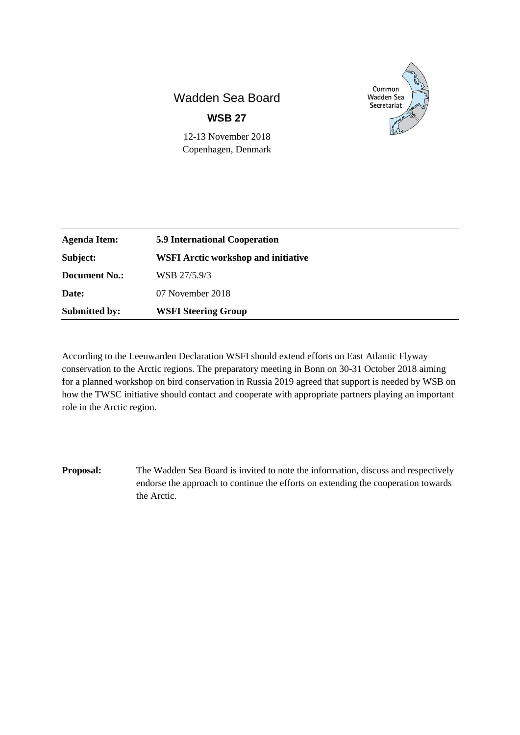# Wadden Sea Board

## WSB 27

12-13 November 2018
Copenhagen, Denmark

| | |
|---|---|
| **Agenda Item:** | **5.9 International Cooperation** |
| **Subject:** | **WSFI Arctic workshop and initiative** |
| **Document No.:** | WSB 27/5.9/3 |
| **Date:** | 07 November 2018 |
| **Submitted by:** | **WSFI Steering Group** |

According to the Leeuwarden Declaration WSFI should extend efforts on East Atlantic Flyway conservation to the Arctic regions. The preparatory meeting in Bonn on 30-31 October 2018 aiming for a planned workshop on bird conservation in Russia 2019 agreed that support is needed by WSB on how the TWSC initiative should contact and cooperate with appropriate partners playing an important role in the Arctic region.

**Proposal:** The Wadden Sea Board is invited to note the information, discuss and respectively endorse the approach to continue the efforts on extending the cooperation towards the Arctic.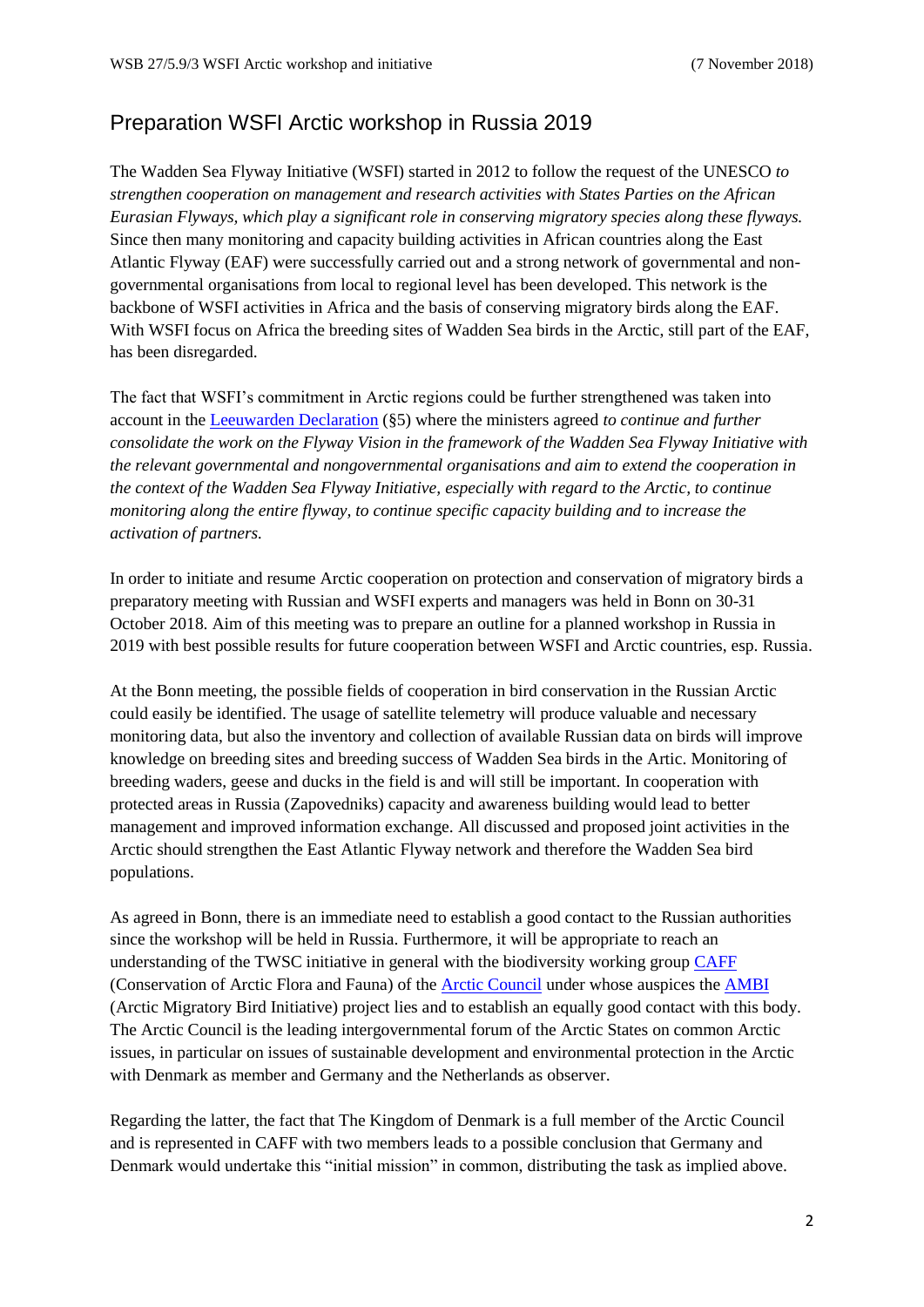## Preparation WSFI Arctic workshop in Russia 2019

The Wadden Sea Flyway Initiative (WSFI) started in 2012 to follow the request of the UNESCO *to strengthen cooperation on management and research activities with States Parties on the African Eurasian Flyways, which play a significant role in conserving migratory species along these flyways.* Since then many monitoring and capacity building activities in African countries along the East Atlantic Flyway (EAF) were successfully carried out and a strong network of governmental and non-governmental organisations from local to regional level has been developed. This network is the backbone of WSFI activities in Africa and the basis of conserving migratory birds along the EAF. With WSFI focus on Africa the breeding sites of Wadden Sea birds in the Arctic, still part of the EAF, has been disregarded.

The fact that WSFI's commitment in Arctic regions could be further strengthened was taken into account in the Leeuwarden Declaration (§5) where the ministers agreed *to continue and further consolidate the work on the Flyway Vision in the framework of the Wadden Sea Flyway Initiative with the relevant governmental and nongovernmental organisations and aim to extend the cooperation in the context of the Wadden Sea Flyway Initiative, especially with regard to the Arctic, to continue monitoring along the entire flyway, to continue specific capacity building and to increase the activation of partners.*

In order to initiate and resume Arctic cooperation on protection and conservation of migratory birds a preparatory meeting with Russian and WSFI experts and managers was held in Bonn on 30-31 October 2018. Aim of this meeting was to prepare an outline for a planned workshop in Russia in 2019 with best possible results for future cooperation between WSFI and Arctic countries, esp. Russia.

At the Bonn meeting, the possible fields of cooperation in bird conservation in the Russian Arctic could easily be identified. The usage of satellite telemetry will produce valuable and necessary monitoring data, but also the inventory and collection of available Russian data on birds will improve knowledge on breeding sites and breeding success of Wadden Sea birds in the Artic. Monitoring of breeding waders, geese and ducks in the field is and will still be important. In cooperation with protected areas in Russia (Zapovedniks) capacity and awareness building would lead to better management and improved information exchange. All discussed and proposed joint activities in the Arctic should strengthen the East Atlantic Flyway network and therefore the Wadden Sea bird populations.

As agreed in Bonn, there is an immediate need to establish a good contact to the Russian authorities since the workshop will be held in Russia. Furthermore, it will be appropriate to reach an understanding of the TWSC initiative in general with the biodiversity working group CAFF (Conservation of Arctic Flora and Fauna) of the Arctic Council under whose auspices the AMBI (Arctic Migratory Bird Initiative) project lies and to establish an equally good contact with this body. The Arctic Council is the leading intergovernmental forum of the Arctic States on common Arctic issues, in particular on issues of sustainable development and environmental protection in the Arctic with Denmark as member and Germany and the Netherlands as observer.

Regarding the latter, the fact that The Kingdom of Denmark is a full member of the Arctic Council and is represented in CAFF with two members leads to a possible conclusion that Germany and Denmark would undertake this "initial mission" in common, distributing the task as implied above.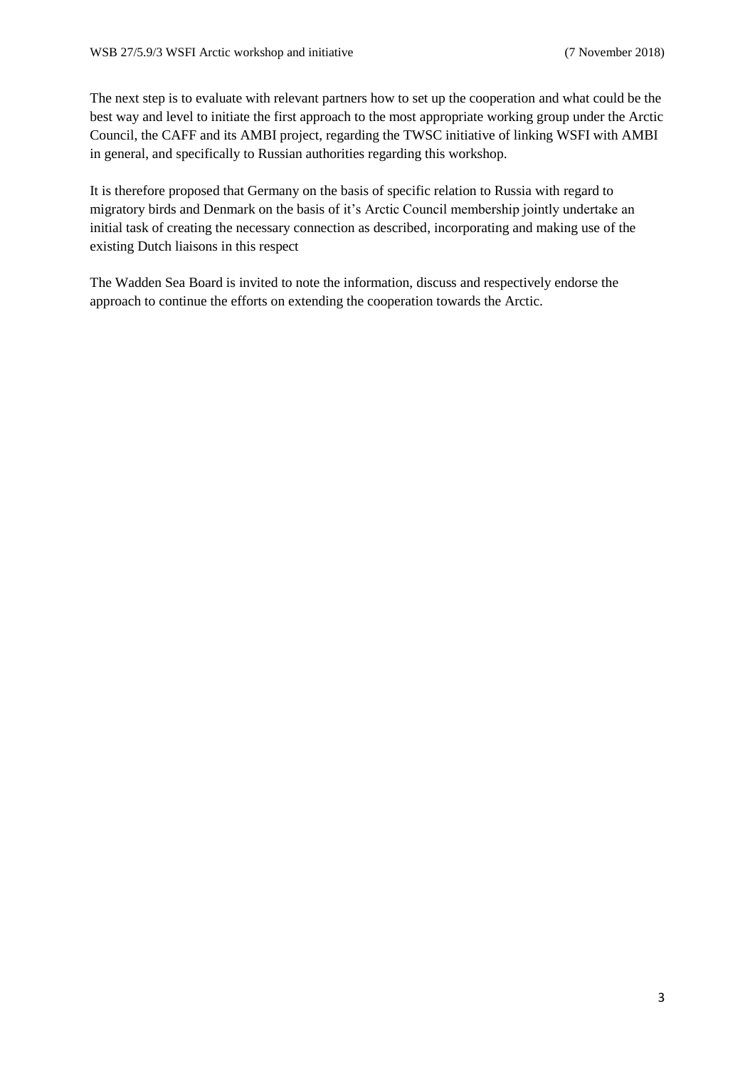The next step is to evaluate with relevant partners how to set up the cooperation and what could be the best way and level to initiate the first approach to the most appropriate working group under the Arctic Council, the CAFF and its AMBI project, regarding the TWSC initiative of linking WSFI with AMBI in general, and specifically to Russian authorities regarding this workshop.

It is therefore proposed that Germany on the basis of specific relation to Russia with regard to migratory birds and Denmark on the basis of it's Arctic Council membership jointly undertake an initial task of creating the necessary connection as described, incorporating and making use of the existing Dutch liaisons in this respect

The Wadden Sea Board is invited to note the information, discuss and respectively endorse the approach to continue the efforts on extending the cooperation towards the Arctic.